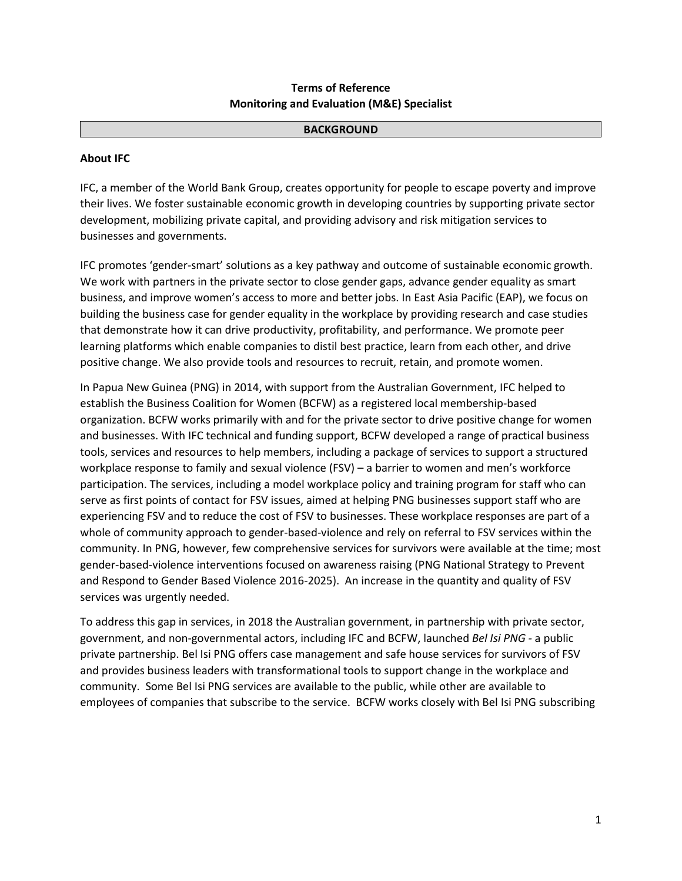**Terms of Reference**
**Monitoring and Evaluation (M&E) Specialist**

## BACKGROUND

### About IFC

IFC, a member of the World Bank Group, creates opportunity for people to escape poverty and improve their lives. We foster sustainable economic growth in developing countries by supporting private sector development, mobilizing private capital, and providing advisory and risk mitigation services to businesses and governments.

IFC promotes 'gender-smart' solutions as a key pathway and outcome of sustainable economic growth. We work with partners in the private sector to close gender gaps, advance gender equality as smart business, and improve women's access to more and better jobs. In East Asia Pacific (EAP), we focus on building the business case for gender equality in the workplace by providing research and case studies that demonstrate how it can drive productivity, profitability, and performance. We promote peer learning platforms which enable companies to distil best practice, learn from each other, and drive positive change. We also provide tools and resources to recruit, retain, and promote women.

In Papua New Guinea (PNG) in 2014, with support from the Australian Government, IFC helped to establish the Business Coalition for Women (BCFW) as a registered local membership-based organization. BCFW works primarily with and for the private sector to drive positive change for women and businesses. With IFC technical and funding support, BCFW developed a range of practical business tools, services and resources to help members, including a package of services to support a structured workplace response to family and sexual violence (FSV) – a barrier to women and men's workforce participation. The services, including a model workplace policy and training program for staff who can serve as first points of contact for FSV issues, aimed at helping PNG businesses support staff who are experiencing FSV and to reduce the cost of FSV to businesses. These workplace responses are part of a whole of community approach to gender-based-violence and rely on referral to FSV services within the community. In PNG, however, few comprehensive services for survivors were available at the time; most gender-based-violence interventions focused on awareness raising (PNG National Strategy to Prevent and Respond to Gender Based Violence 2016-2025). An increase in the quantity and quality of FSV services was urgently needed.

To address this gap in services, in 2018 the Australian government, in partnership with private sector, government, and non-governmental actors, including IFC and BCFW, launched *Bel Isi PNG* - a public private partnership. Bel Isi PNG offers case management and safe house services for survivors of FSV and provides business leaders with transformational tools to support change in the workplace and community. Some Bel Isi PNG services are available to the public, while other are available to employees of companies that subscribe to the service. BCFW works closely with Bel Isi PNG subscribing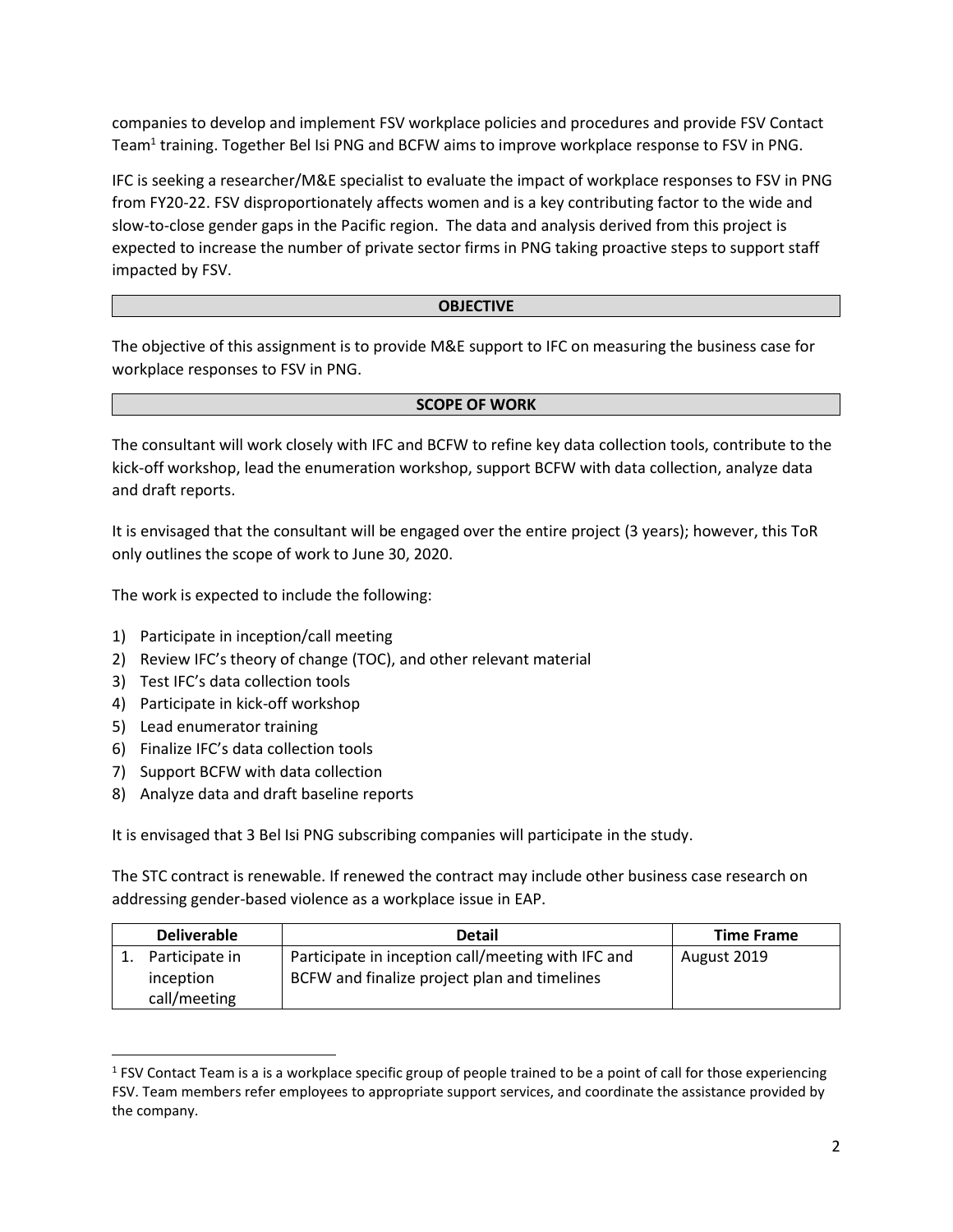companies to develop and implement FSV workplace policies and procedures and provide FSV Contact Team[1] training. Together Bel Isi PNG and BCFW aims to improve workplace response to FSV in PNG.

IFC is seeking a researcher/M&E specialist to evaluate the impact of workplace responses to FSV in PNG from FY20-22. FSV disproportionately affects women and is a key contributing factor to the wide and slow-to-close gender gaps in the Pacific region. The data and analysis derived from this project is expected to increase the number of private sector firms in PNG taking proactive steps to support staff impacted by FSV.

## OBJECTIVE

The objective of this assignment is to provide M&E support to IFC on measuring the business case for workplace responses to FSV in PNG.

## SCOPE OF WORK

The consultant will work closely with IFC and BCFW to refine key data collection tools, contribute to the kick-off workshop, lead the enumeration workshop, support BCFW with data collection, analyze data and draft reports.

It is envisaged that the consultant will be engaged over the entire project (3 years); however, this ToR only outlines the scope of work to June 30, 2020.

The work is expected to include the following:

1) Participate in inception/call meeting
2) Review IFC's theory of change (TOC), and other relevant material
3) Test IFC's data collection tools
4) Participate in kick-off workshop
5) Lead enumerator training
6) Finalize IFC's data collection tools
7) Support BCFW with data collection
8) Analyze data and draft baseline reports

It is envisaged that 3 Bel Isi PNG subscribing companies will participate in the study.

The STC contract is renewable. If renewed the contract may include other business case research on addressing gender-based violence as a workplace issue in EAP.

| Deliverable | Detail | Time Frame |
|---|---|---|
| 1. Participate in inception call/meeting | Participate in inception call/meeting with IFC and BCFW and finalize project plan and timelines | August 2019 |

[1] FSV Contact Team is a is a workplace specific group of people trained to be a point of call for those experiencing FSV. Team members refer employees to appropriate support services, and coordinate the assistance provided by the company.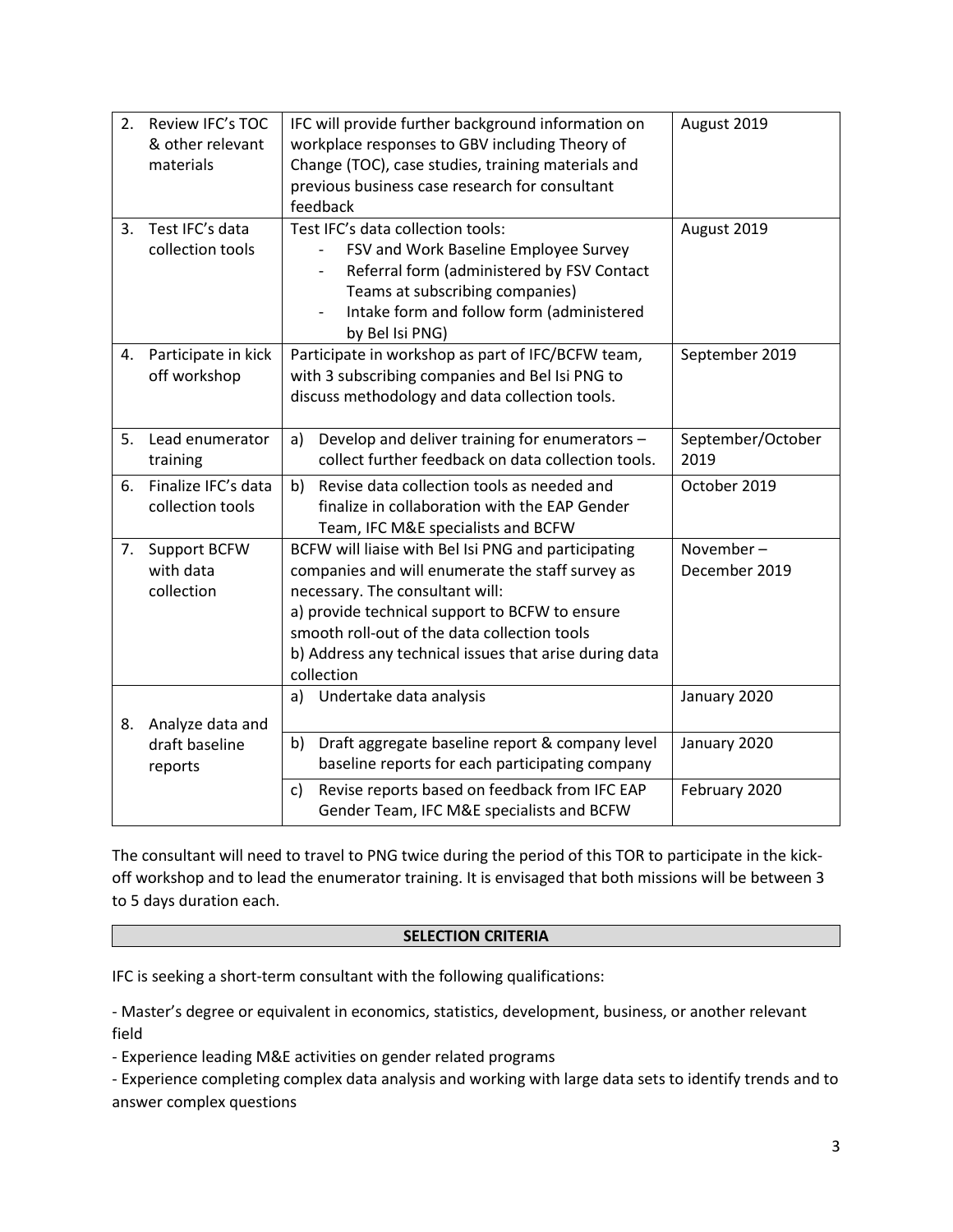| | | |
|---|---|---|
| 2. Review IFC's TOC & other relevant materials | IFC will provide further background information on workplace responses to GBV including Theory of Change (TOC), case studies, training materials and previous business case research for consultant feedback | August 2019 |
| 3. Test IFC's data collection tools | Test IFC's data collection tools:<br>- FSV and Work Baseline Employee Survey<br>- Referral form (administered by FSV Contact Teams at subscribing companies)<br>- Intake form and follow form (administered by Bel Isi PNG) | August 2019 |
| 4. Participate in kick off workshop | Participate in workshop as part of IFC/BCFW team, with 3 subscribing companies and Bel Isi PNG to discuss methodology and data collection tools. | September 2019 |
| 5. Lead enumerator training | a) Develop and deliver training for enumerators – collect further feedback on data collection tools. | September/October 2019 |
| 6. Finalize IFC's data collection tools | b) Revise data collection tools as needed and finalize in collaboration with the EAP Gender Team, IFC M&E specialists and BCFW | October 2019 |
| 7. Support BCFW with data collection | BCFW will liaise with Bel Isi PNG and participating companies and will enumerate the staff survey as necessary. The consultant will:<br>a) provide technical support to BCFW to ensure smooth roll-out of the data collection tools<br>b) Address any technical issues that arise during data collection | November – December 2019 |
| 8. Analyze data and draft baseline reports | a) Undertake data analysis | January 2020 |
| | b) Draft aggregate baseline report & company level baseline reports for each participating company | January 2020 |
| | c) Revise reports based on feedback from IFC EAP Gender Team, IFC M&E specialists and BCFW | February 2020 |

The consultant will need to travel to PNG twice during the period of this TOR to participate in the kick-off workshop and to lead the enumerator training. It is envisaged that both missions will be between 3 to 5 days duration each.

## SELECTION CRITERIA

IFC is seeking a short-term consultant with the following qualifications:

- Master's degree or equivalent in economics, statistics, development, business, or another relevant field
- Experience leading M&E activities on gender related programs
- Experience completing complex data analysis and working with large data sets to identify trends and to answer complex questions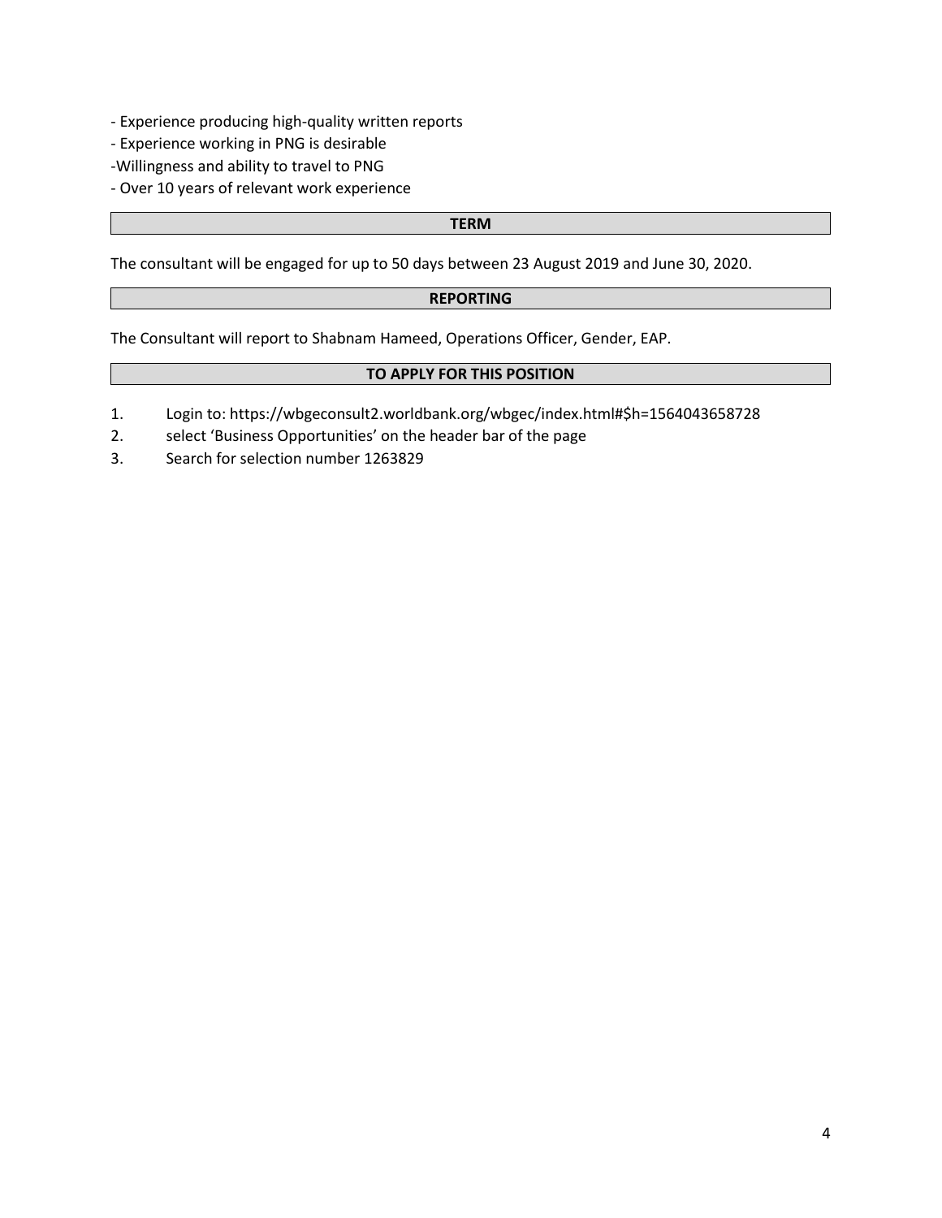- Experience producing high-quality written reports
- Experience working in PNG is desirable
- Willingness and ability to travel to PNG
- Over 10 years of relevant work experience

## TERM

The consultant will be engaged for up to 50 days between 23 August 2019 and June 30, 2020.

## REPORTING

The Consultant will report to Shabnam Hameed, Operations Officer, Gender, EAP.

## TO APPLY FOR THIS POSITION

1. Login to: https://wbgeconsult2.worldbank.org/wbgec/index.html#$h=1564043658728
2. select 'Business Opportunities' on the header bar of the page
3. Search for selection number 1263829